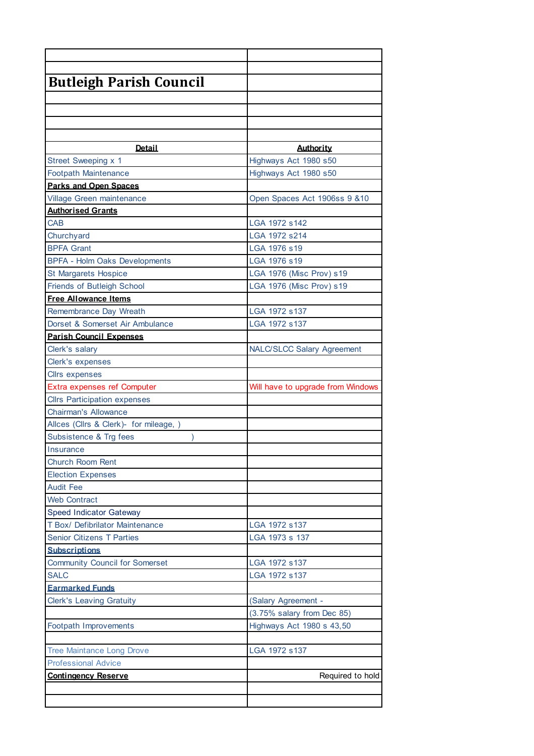# Butleigh Parish Council

| Detail | Authority |
|---|---|
| Street Sweeping x 1 | Highways Act 1980 s50 |
| Footpath Maintenance | Highways Act 1980 s50 |
| **Parks and Open Spaces** | |
| Village Green maintenance | Open Spaces Act 1906ss 9 &10 |
| **Authorised Grants** | |
| CAB | LGA 1972 s142 |
| Churchyard | LGA 1972 s214 |
| BPFA Grant | LGA 1976 s19 |
| BPFA - Holm Oaks Developments | LGA 1976 s19 |
| St Margarets Hospice | LGA 1976 (Misc Prov) s19 |
| Friends of Butleigh School | LGA 1976 (Misc Prov) s19 |
| **Free Allowance Items** | |
| Remembrance Day Wreath | LGA 1972 s137 |
| Dorset & Somerset Air Ambulance | LGA 1972 s137 |
| **Parish Council Expenses** | |
| Clerk's salary | NALC/SLCC Salary Agreement |
| Clerk's expenses | |
| Cllrs expenses | |
| Extra expenses ref Computer | Will have to upgrade from Windows |
| Cllrs Participation expenses | |
| Chairman's Allowance | |
| Allces (Cllrs & Clerk)- for mileage, ) | |
| Subsistence & Trg fees ) | |
| Insurance | |
| Church Room Rent | |
| Election Expenses | |
| Audit Fee | |
| Web Contract | |
| Speed Indicator Gateway | |
| T Box/ Defibrilator Maintenance | LGA 1972 s137 |
| Senior Citizens T Parties | LGA 1973 s 137 |
| **Subscriptions** | |
| Community Council for Somerset | LGA 1972 s137 |
| SALC | LGA 1972 s137 |
| **Earmarked Funds** | |
| Clerk's Leaving Gratuity | (Salary Agreement - |
| | (3.75% salary from Dec 85) |
| Footpath Improvements | Highways Act 1980 s 43,50 |
| | |
| Tree Maintance Long Drove | LGA 1972 s137 |
| Professional Advice | |
| **Contingency Reserve** | Required to hold |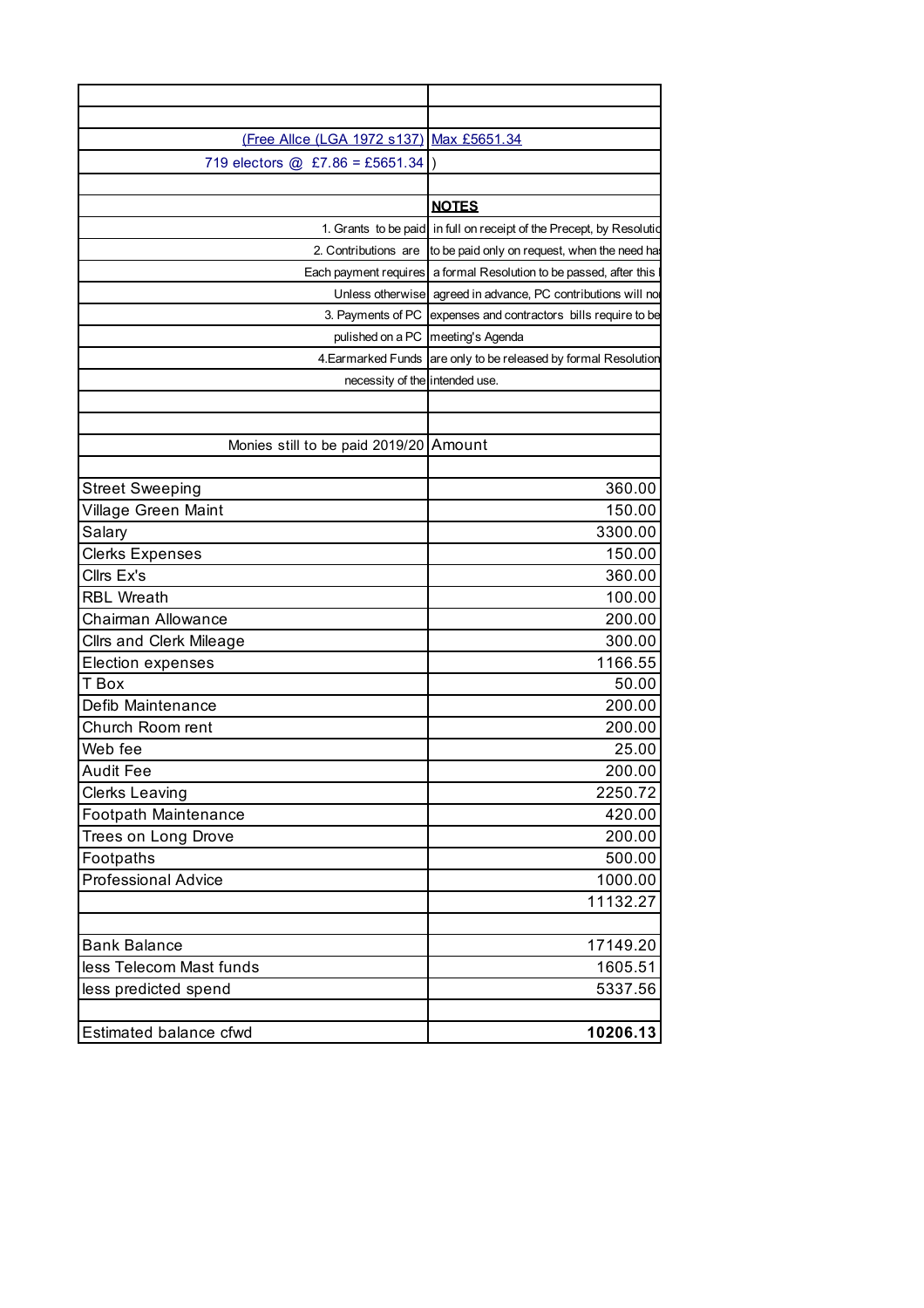| | |
|---|---|
| | |
| (Free Allce (LGA 1972 s137) | Max £5651.34 |
| 719 electors @ £7.86 = £5651.34 | ) |
| | |
| | **NOTES** |
| 1. Grants to be paid | in full on receipt of the Precept, by Resolutio |
| 2. Contributions are | to be paid only on request, when the need ha |
| Each payment requires | a formal Resolution to be passed, after this |
| Unless otherwise | agreed in advance, PC contributions will no |
| 3. Payments of PC | expenses and contractors bills require to be |
| pulished on a PC | meeting's Agenda |
| 4.Earmarked Funds | are only to be released by formal Resolution |
| necessity of the | intended use. |
| | |
| | |
| Monies still to be paid 2019/20 | Amount |
| | |
| Street Sweeping | 360.00 |
| Village Green Maint | 150.00 |
| Salary | 3300.00 |
| Clerks Expenses | 150.00 |
| Cllrs Ex's | 360.00 |
| RBL Wreath | 100.00 |
| Chairman Allowance | 200.00 |
| Cllrs and Clerk Mileage | 300.00 |
| Election expenses | 1166.55 |
| T Box | 50.00 |
| Defib Maintenance | 200.00 |
| Church Room rent | 200.00 |
| Web fee | 25.00 |
| Audit Fee | 200.00 |
| Clerks Leaving | 2250.72 |
| Footpath Maintenance | 420.00 |
| Trees on Long Drove | 200.00 |
| Footpaths | 500.00 |
| Professional Advice | 1000.00 |
| | 11132.27 |
| | |
| Bank Balance | 17149.20 |
| less Telecom Mast funds | 1605.51 |
| less predicted spend | 5337.56 |
| | |
| Estimated balance cfwd | **10206.13** |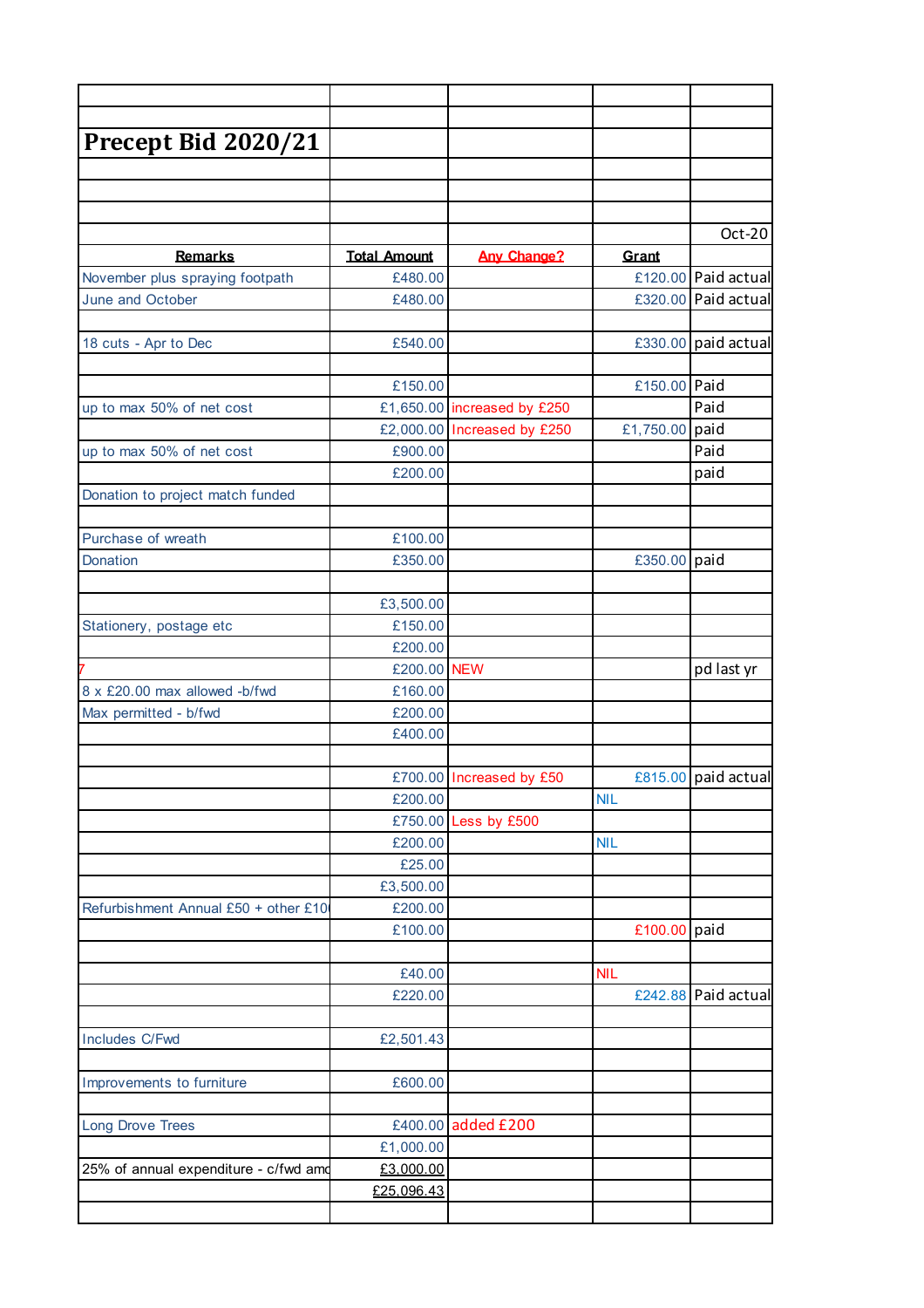# Precept Bid 2020/21

| Remarks | Total Amount | Any Change? | Grant | Oct-20 |
|---|---|---|---|---|
| November plus spraying footpath | £480.00 | | £120.00 | Paid actual |
| June and October | £480.00 | | £320.00 | Paid actual |
| | | | | |
| 18 cuts - Apr to Dec | £540.00 | | £330.00 | paid actual |
| | | | | |
| | £150.00 | | £150.00 | Paid |
| up to max 50% of net cost | £1,650.00 | increased by £250 | | Paid |
| | £2,000.00 | Increased by £250 | £1,750.00 | paid |
| up to max 50% of net cost | £900.00 | | | Paid |
| | £200.00 | | | paid |
| Donation to project match funded | | | | |
| | | | | |
| Purchase of wreath | £100.00 | | | |
| Donation | £350.00 | | £350.00 | paid |
| | | | | |
| | £3,500.00 | | | |
| Stationery, postage etc | £150.00 | | | |
| | £200.00 | | | |
| 7 | £200.00 | NEW | | pd last yr |
| 8 x £20.00 max allowed -b/fwd | £160.00 | | | |
| Max permitted - b/fwd | £200.00 | | | |
| | £400.00 | | | |
| | | | | |
| | £700.00 | Increased by £50 | £815.00 | paid actual |
| | £200.00 | | NIL | |
| | £750.00 | Less by £500 | | |
| | £200.00 | | NIL | |
| | £25.00 | | | |
| | £3,500.00 | | | |
| Refurbishment Annual £50 + other £10 | £200.00 | | | |
| | £100.00 | | £100.00 | paid |
| | | | | |
| | £40.00 | | NIL | |
| | £220.00 | | £242.88 | Paid actual |
| | | | | |
| Includes C/Fwd | £2,501.43 | | | |
| | | | | |
| Improvements to furniture | £600.00 | | | |
| | | | | |
| Long Drove Trees | £400.00 | added £200 | | |
| | £1,000.00 | | | |
| 25% of annual expenditure - c/fwd amo | £3,000.00 | | | |
| | £25,096.43 | | | |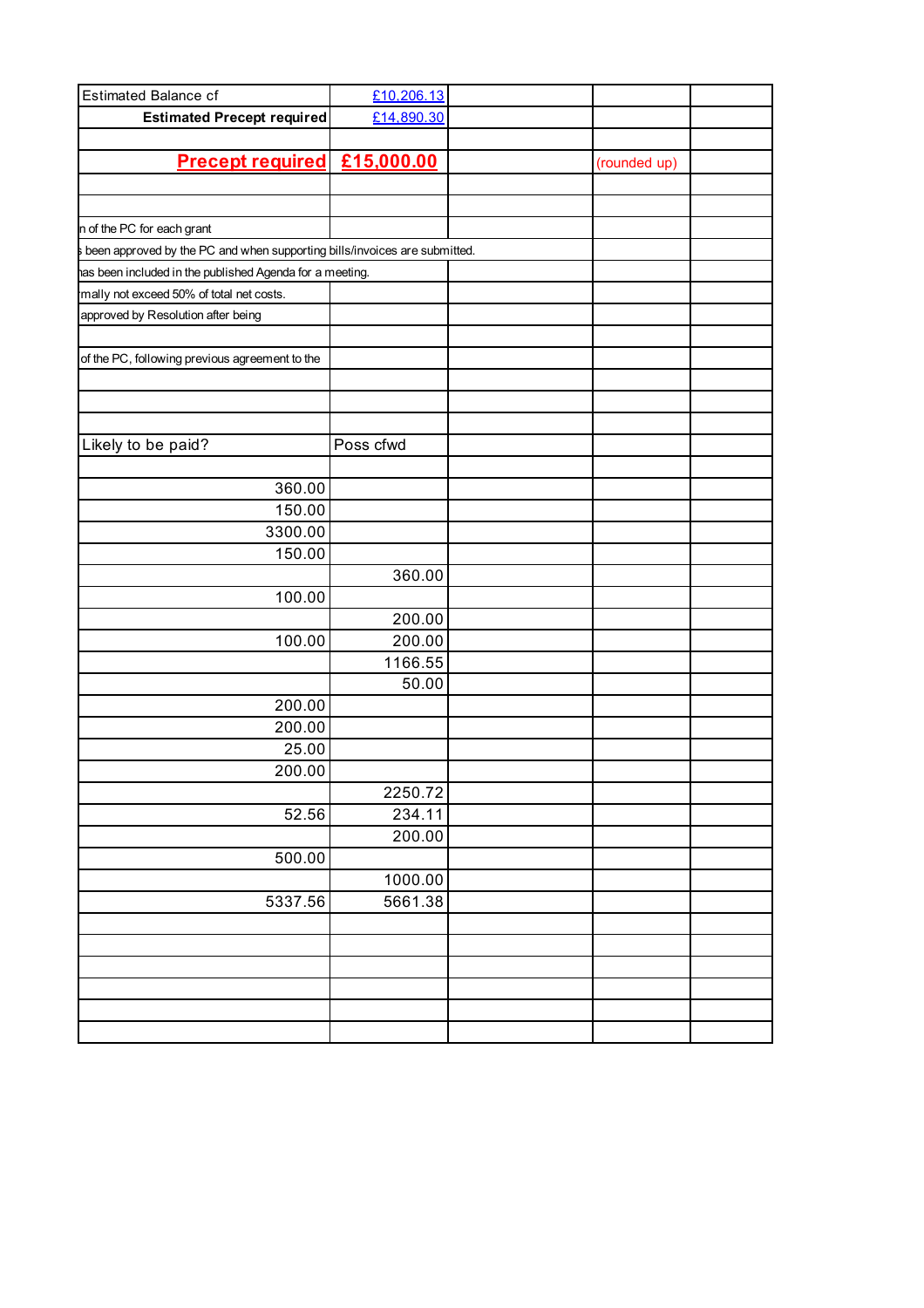| | | | | |
|---|---|---|---|---|
| Estimated Balance cf | £10,206.13 | | | |
| **Estimated Precept required** | £14,890.30 | | | |
| | | | | |
| **Precept required** | **£15,000.00** | | (rounded up) | |
| | | | | |
| | | | | |
| n of the PC for each grant | | | | |
| s been approved by the PC and when supporting bills/invoices are submitted. | | | | |
| has been included in the published Agenda for a meeting. | | | | |
| mally not exceed 50% of total net costs. | | | | |
| approved by Resolution after being | | | | |
| | | | | |
| of the PC, following previous agreement to the | | | | |
| | | | | |
| | | | | |
| | | | | |
| Likely to be paid? | Poss cfwd | | | |
| | | | | |
| 360.00 | | | | |
| 150.00 | | | | |
| 3300.00 | | | | |
| 150.00 | | | | |
| | 360.00 | | | |
| 100.00 | | | | |
| | 200.00 | | | |
| 100.00 | 200.00 | | | |
| | 1166.55 | | | |
| | 50.00 | | | |
| 200.00 | | | | |
| 200.00 | | | | |
| 25.00 | | | | |
| 200.00 | | | | |
| | 2250.72 | | | |
| 52.56 | 234.11 | | | |
| | 200.00 | | | |
| 500.00 | | | | |
| | 1000.00 | | | |
| 5337.56 | 5661.38 | | | |
| | | | | |
| | | | | |
| | | | | |
| | | | | |
| | | | | |
| | | | | |